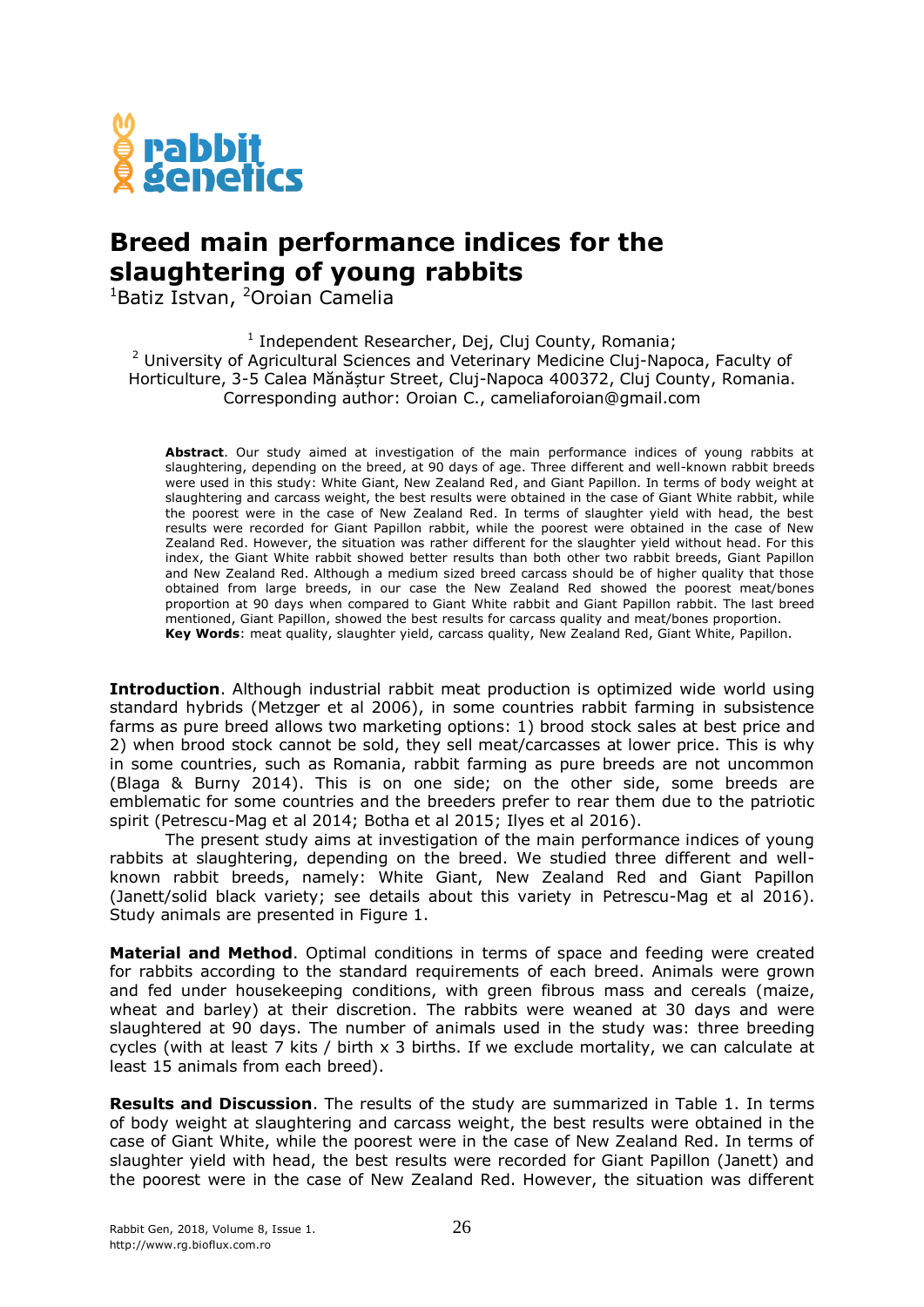# Breed main performance indices for the slaughtering of young rabbits

[1]Batiz Istvan, [2]Oroian Camelia

[1] Independent Researcher, Dej, Cluj County, Romania;
[2] University of Agricultural Sciences and Veterinary Medicine Cluj-Napoca, Faculty of Horticulture, 3-5 Calea Mănăștur Street, Cluj-Napoca 400372, Cluj County, Romania.
Corresponding author: Oroian C., cameliaforoian@gmail.com

**Abstract**. Our study aimed at investigation of the main performance indices of young rabbits at slaughtering, depending on the breed, at 90 days of age. Three different and well-known rabbit breeds were used in this study: White Giant, New Zealand Red, and Giant Papillon. In terms of body weight at slaughtering and carcass weight, the best results were obtained in the case of Giant White rabbit, while the poorest were in the case of New Zealand Red. In terms of slaughter yield with head, the best results were recorded for Giant Papillon rabbit, while the poorest were obtained in the case of New Zealand Red. However, the situation was rather different for the slaughter yield without head. For this index, the Giant White rabbit showed better results than both other two rabbit breeds, Giant Papillon and New Zealand Red. Although a medium sized breed carcass should be of higher quality that those obtained from large breeds, in our case the New Zealand Red showed the poorest meat/bones proportion at 90 days when compared to Giant White rabbit and Giant Papillon rabbit. The last breed mentioned, Giant Papillon, showed the best results for carcass quality and meat/bones proportion.
**Key Words**: meat quality, slaughter yield, carcass quality, New Zealand Red, Giant White, Papillon.

**Introduction**. Although industrial rabbit meat production is optimized wide world using standard hybrids (Metzger et al 2006), in some countries rabbit farming in subsistence farms as pure breed allows two marketing options: 1) brood stock sales at best price and 2) when brood stock cannot be sold, they sell meat/carcasses at lower price. This is why in some countries, such as Romania, rabbit farming as pure breeds are not uncommon (Blaga & Burny 2014). This is on one side; on the other side, some breeds are emblematic for some countries and the breeders prefer to rear them due to the patriotic spirit (Petrescu-Mag et al 2014; Botha et al 2015; Ilyes et al 2016).

The present study aims at investigation of the main performance indices of young rabbits at slaughtering, depending on the breed. We studied three different and well-known rabbit breeds, namely: White Giant, New Zealand Red and Giant Papillon (Janett/solid black variety; see details about this variety in Petrescu-Mag et al 2016). Study animals are presented in Figure 1.

**Material and Method**. Optimal conditions in terms of space and feeding were created for rabbits according to the standard requirements of each breed. Animals were grown and fed under housekeeping conditions, with green fibrous mass and cereals (maize, wheat and barley) at their discretion. The rabbits were weaned at 30 days and were slaughtered at 90 days. The number of animals used in the study was: three breeding cycles (with at least 7 kits / birth x 3 births. If we exclude mortality, we can calculate at least 15 animals from each breed).

**Results and Discussion**. The results of the study are summarized in Table 1. In terms of body weight at slaughtering and carcass weight, the best results were obtained in the case of Giant White, while the poorest were in the case of New Zealand Red. In terms of slaughter yield with head, the best results were recorded for Giant Papillon (Janett) and the poorest were in the case of New Zealand Red. However, the situation was different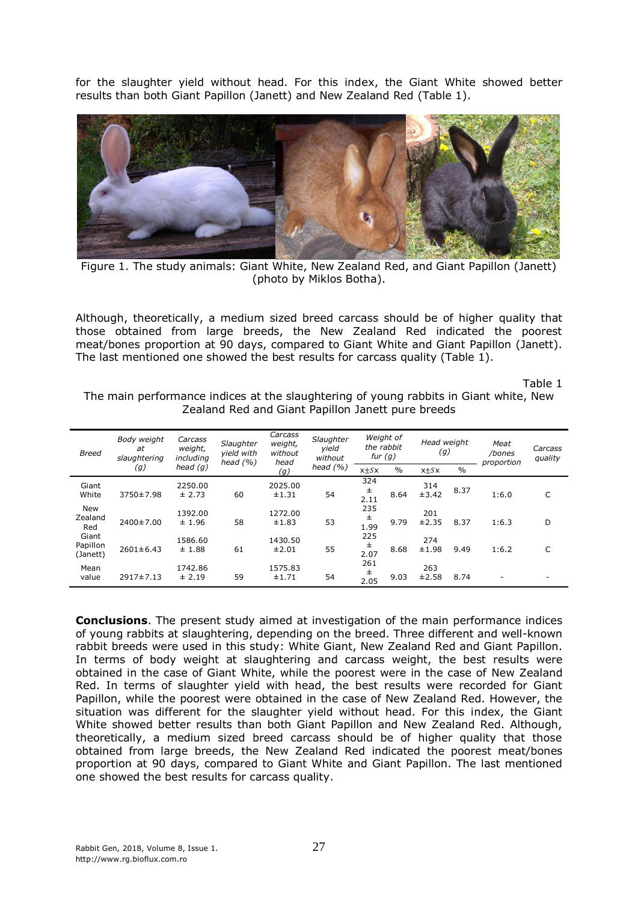for the slaughter yield without head. For this index, the Giant White showed better results than both Giant Papillon (Janett) and New Zealand Red (Table 1).

Figure 1. The study animals: Giant White, New Zealand Red, and Giant Papillon (Janett) (photo by Miklos Botha).

Although, theoretically, a medium sized breed carcass should be of higher quality that those obtained from large breeds, the New Zealand Red indicated the poorest meat/bones proportion at 90 days, compared to Giant White and Giant Papillon (Janett). The last mentioned one showed the best results for carcass quality (Table 1).

Table 1

The main performance indices at the slaughtering of young rabbits in Giant white, New Zealand Red and Giant Papillon Janett pure breeds

| *Breed* | *Body weight at slaughtering (g)* | *Carcass weight, including head (g)* | *Slaughter yield with head (%)* | *Carcass weight, without head (g)* | *Slaughter yield without head (%)* | *Weight of the rabbit fur (g)* | | *Head weight (g)* | | *Meat /bones proportion* | *Carcass quality* |
|---|---|---|---|---|---|---|---|---|---|---|---|
| | | | | | | $x \pm Sx$ | % | $x \pm Sx$ | % | | |
| Giant White | 3750±7.98 | 2250.00 ± 2.73 | 60 | 2025.00 ±1.31 | 54 | 324 ± 2.11 | 8.64 | 314 ±3.42 | 8.37 | 1:6.0 | C |
| New Zealand Red | 2400±7.00 | 1392.00 ± 1.96 | 58 | 1272.00 ±1.83 | 53 | 235 ± 1.99 | 9.79 | 201 ±2.35 | 8.37 | 1:6.3 | D |
| Giant Papillon (Janett) | 2601±6.43 | 1586.60 ± 1.88 | 61 | 1430.50 ±2.01 | 55 | 225 ± 2.07 | 8.68 | 274 ±1.98 | 9.49 | 1:6.2 | C |
| Mean value | 2917±7.13 | 1742.86 ± 2.19 | 59 | 1575.83 ±1.71 | 54 | 261 ± 2.05 | 9.03 | 263 ±2.58 | 8.74 | - | - |

**Conclusions**. The present study aimed at investigation of the main performance indices of young rabbits at slaughtering, depending on the breed. Three different and well-known rabbit breeds were used in this study: White Giant, New Zealand Red and Giant Papillon. In terms of body weight at slaughtering and carcass weight, the best results were obtained in the case of Giant White, while the poorest were in the case of New Zealand Red. In terms of slaughter yield with head, the best results were recorded for Giant Papillon, while the poorest were obtained in the case of New Zealand Red. However, the situation was different for the slaughter yield without head. For this index, the Giant White showed better results than both Giant Papillon and New Zealand Red. Although, theoretically, a medium sized breed carcass should be of higher quality that those obtained from large breeds, the New Zealand Red indicated the poorest meat/bones proportion at 90 days, compared to Giant White and Giant Papillon. The last mentioned one showed the best results for carcass quality.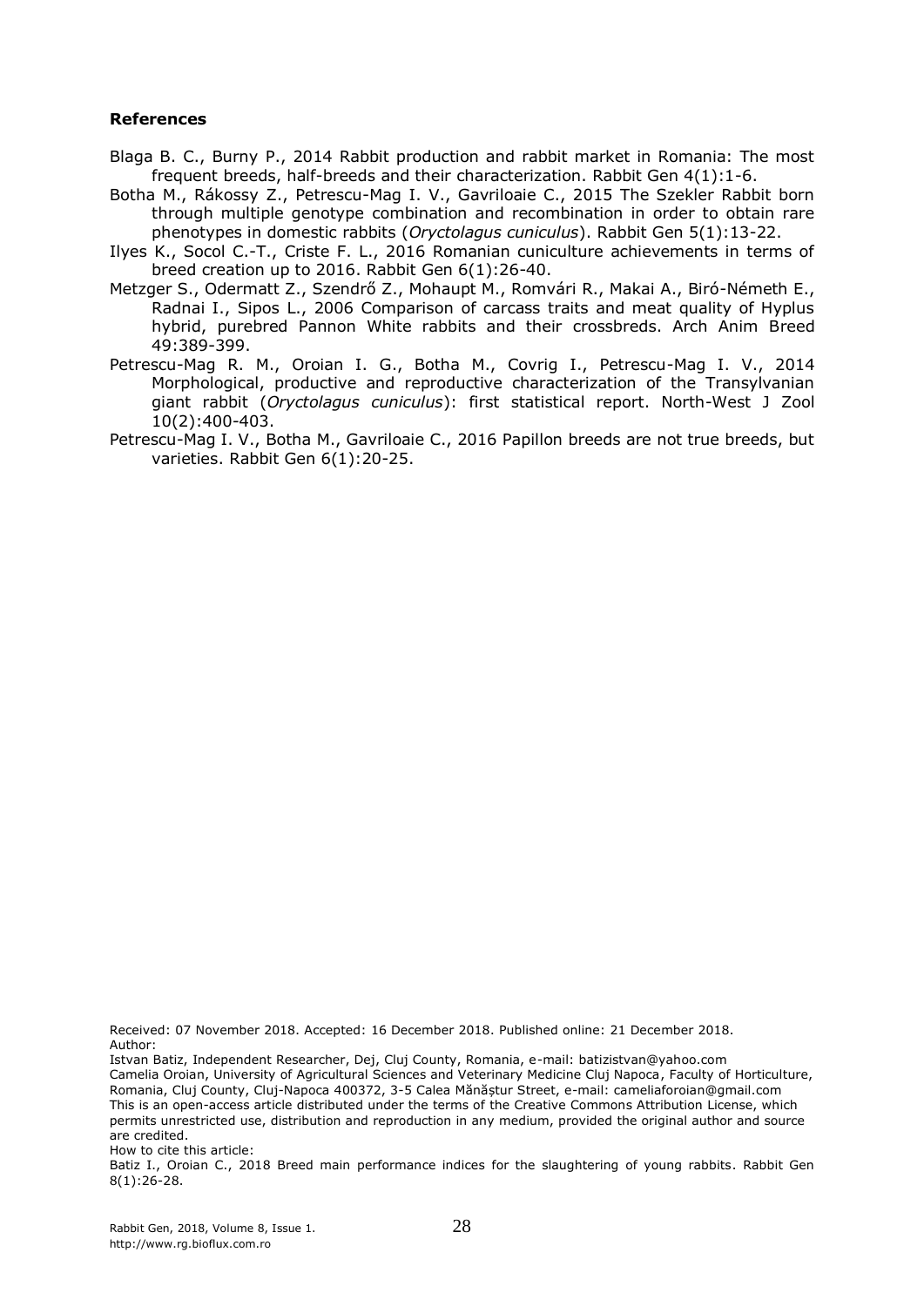## References

Blaga B. C., Burny P., 2014 Rabbit production and rabbit market in Romania: The most frequent breeds, half-breeds and their characterization. Rabbit Gen 4(1):1-6.

Botha M., Rákossy Z., Petrescu-Mag I. V., Gavriloaie C., 2015 The Szekler Rabbit born through multiple genotype combination and recombination in order to obtain rare phenotypes in domestic rabbits (*Oryctolagus cuniculus*). Rabbit Gen 5(1):13-22.

Ilyes K., Socol C.-T., Criste F. L., 2016 Romanian cuniculture achievements in terms of breed creation up to 2016. Rabbit Gen 6(1):26-40.

Metzger S., Odermatt Z., Szendrő Z., Mohaupt M., Romvári R., Makai A., Biró-Németh E., Radnai I., Sipos L., 2006 Comparison of carcass traits and meat quality of Hyplus hybrid, purebred Pannon White rabbits and their crossbreds. Arch Anim Breed 49:389-399.

Petrescu-Mag R. M., Oroian I. G., Botha M., Covrig I., Petrescu-Mag I. V., 2014 Morphological, productive and reproductive characterization of the Transylvanian giant rabbit (*Oryctolagus cuniculus*): first statistical report. North-West J Zool 10(2):400-403.

Petrescu-Mag I. V., Botha M., Gavriloaie C., 2016 Papillon breeds are not true breeds, but varieties. Rabbit Gen 6(1):20-25.

Received: 07 November 2018. Accepted: 16 December 2018. Published online: 21 December 2018.
Author:
Istvan Batiz, Independent Researcher, Dej, Cluj County, Romania, e-mail: batizistvan@yahoo.com
Camelia Oroian, University of Agricultural Sciences and Veterinary Medicine Cluj Napoca, Faculty of Horticulture, Romania, Cluj County, Cluj-Napoca 400372, 3-5 Calea Mănăștur Street, e-mail: cameliaforoian@gmail.com
This is an open-access article distributed under the terms of the Creative Commons Attribution License, which permits unrestricted use, distribution and reproduction in any medium, provided the original author and source are credited.
How to cite this article:
Batiz I., Oroian C., 2018 Breed main performance indices for the slaughtering of young rabbits. Rabbit Gen 8(1):26-28.